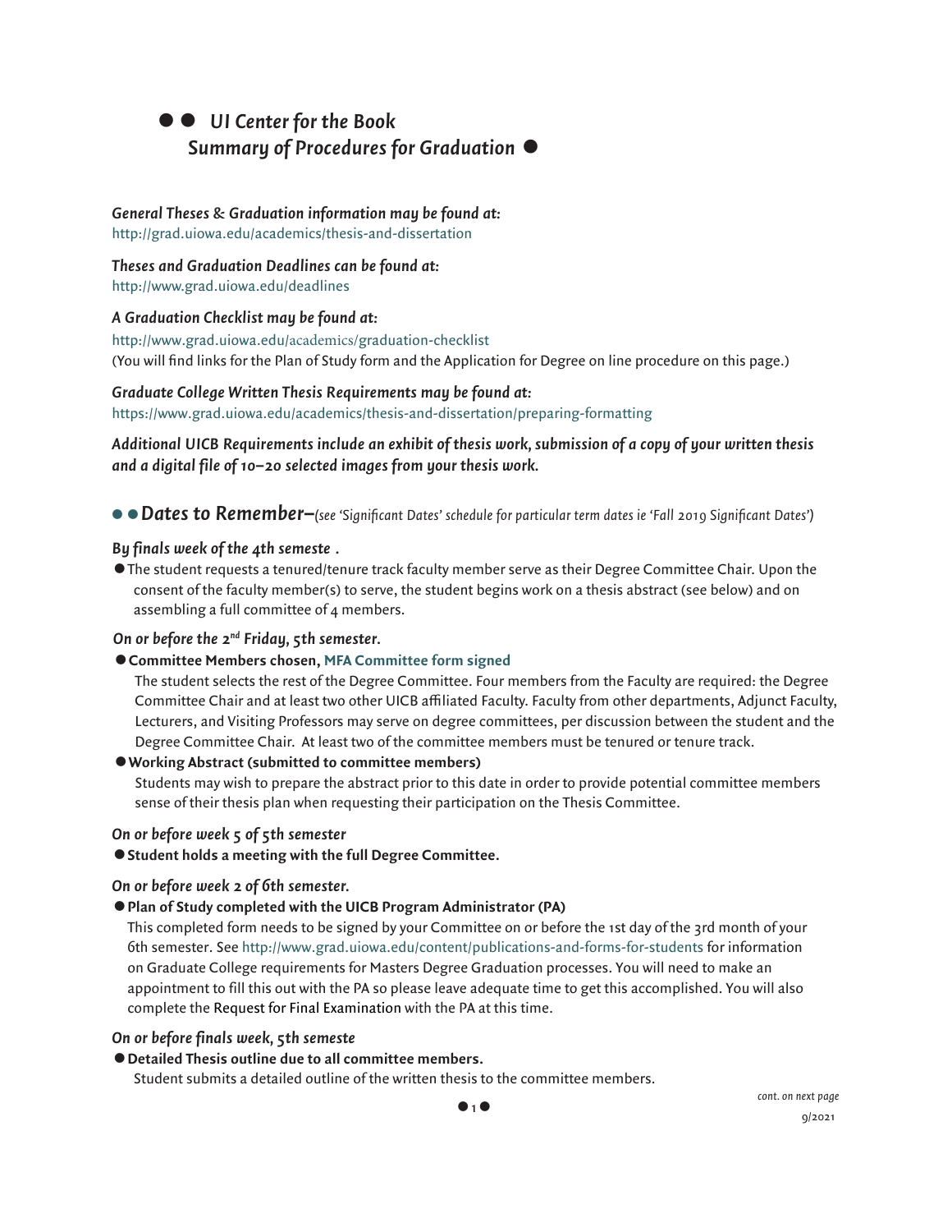# ● ● UI Center for the Book
## Summary of Procedures for Graduation ●

***General Theses & Graduation information may be found at:***
http://grad.uiowa.edu/academics/thesis-and-dissertation

***Theses and Graduation Deadlines can be found at:***
http://www.grad.uiowa.edu/deadlines

***A Graduation Checklist may be found at:***
http://www.grad.uiowa.edu/academics/graduation-checklist
(You will find links for the Plan of Study form and the Application for Degree on line procedure on this page.)

***Graduate College Written Thesis Requirements may be found at:***
https://www.grad.uiowa.edu/academics/thesis-and-dissertation/preparing-formatting

***Additional UICB Requirements include an exhibit of thesis work, submission of a copy of your written thesis and a digital file of 10–20 selected images from your thesis work.***

## ● ● Dates to Remember–*(see 'Significant Dates' schedule for particular term dates ie 'Fall 2019 Significant Dates')*

***By finals week of the 4th semeste .***

- The student requests a tenured/tenure track faculty member serve as their Degree Committee Chair. Upon the consent of the faculty member(s) to serve, the student begins work on a thesis abstract (see below) and on assembling a full committee of 4 members.

***On or before the 2nd Friday, 5th semester.***

- **Committee Members chosen, MFA Committee form signed**
  The student selects the rest of the Degree Committee. Four members from the Faculty are required: the Degree Committee Chair and at least two other UICB affiliated Faculty. Faculty from other departments, Adjunct Faculty, Lecturers, and Visiting Professors may serve on degree committees, per discussion between the student and the Degree Committee Chair. At least two of the committee members must be tenured or tenure track.
- **Working Abstract (submitted to committee members)**
  Students may wish to prepare the abstract prior to this date in order to provide potential committee members sense of their thesis plan when requesting their participation on the Thesis Committee.

***On or before week 5 of 5th semester***

- **Student holds a meeting with the full Degree Committee.**

***On or before week 2 of 6th semester.***

- **Plan of Study completed with the UICB Program Administrator (PA)**
  This completed form needs to be signed by your Committee on or before the 1st day of the 3rd month of your 6th semester. See http://www.grad.uiowa.edu/content/publications-and-forms-for-students for information on Graduate College requirements for Masters Degree Graduation processes. You will need to make an appointment to fill this out with the PA so please leave adequate time to get this accomplished. You will also complete the Request for Final Examination with the PA at this time.

***On or before finals week, 5th semeste***

- **Detailed Thesis outline due to all committee members.**
  Student submits a detailed outline of the written thesis to the committee members.

*cont. on next page*

9/2021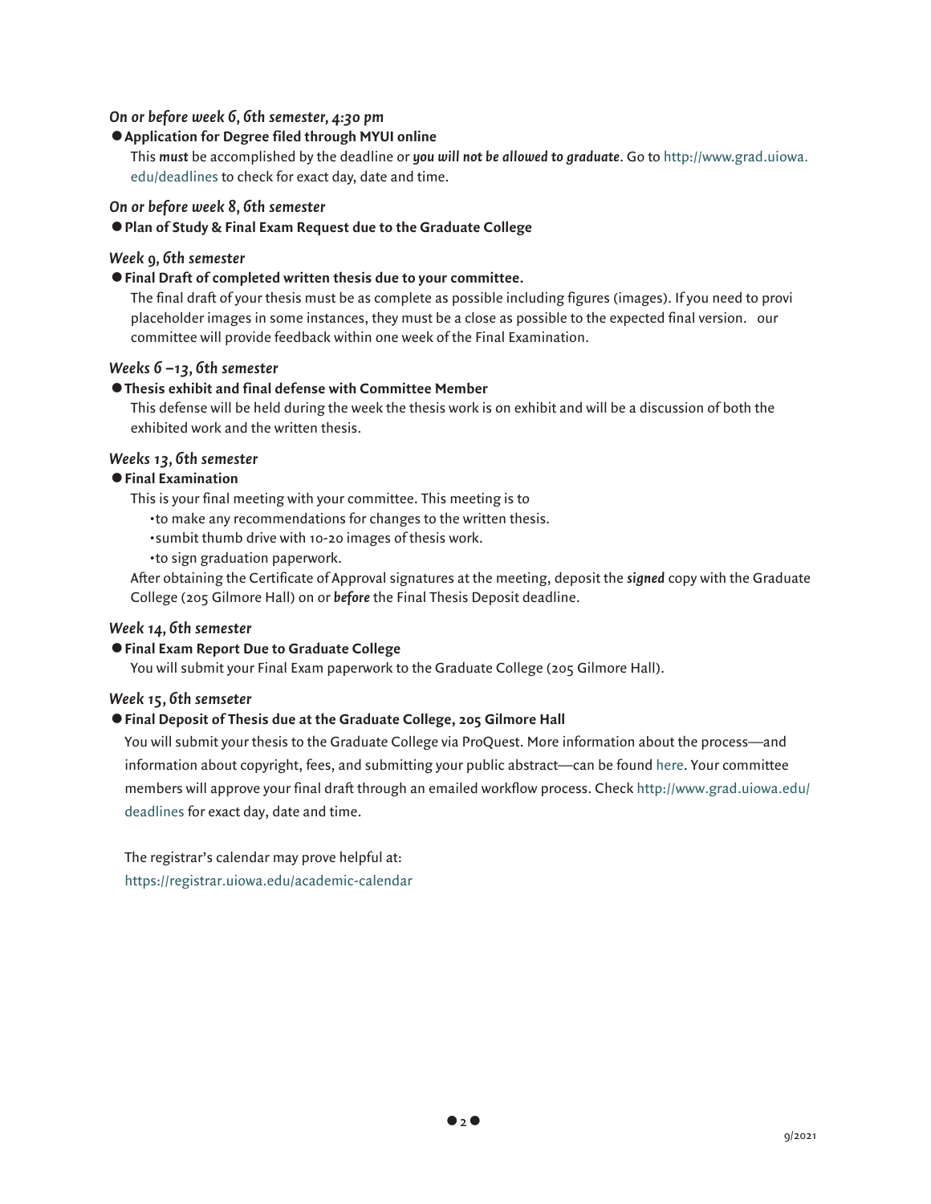### *On or before week 6, 6th semester, 4:30 pm*

- **Application for Degree filed through MYUI online**

  This ***must*** be accomplished by the deadline or ***you will not be allowed to graduate***. Go to http://www.grad.uiowa.edu/deadlines to check for exact day, date and time.

### *On or before week 8, 6th semester*

- **Plan of Study & Final Exam Request due to the Graduate College**

### *Week 9, 6th semester*

- **Final Draft of completed written thesis due to your committee.**

  The final draft of your thesis must be as complete as possible including figures (images). If you need to provi placeholder images in some instances, they must be a close as possible to the expected final version.   our committee will provide feedback within one week of the Final Examination.

### *Weeks 6 –13, 6th semester*

- **Thesis exhibit and final defense with Committee Member**

  This defense will be held during the week the thesis work is on exhibit and will be a discussion of both the exhibited work and the written thesis.

### *Weeks 13, 6th semester*

- **Final Examination**

  This is your final meeting with your committee. This meeting is to
  - to make any recommendations for changes to the written thesis.
  - sumbit thumb drive with 10-20 images of thesis work.
  - to sign graduation paperwork.

  After obtaining the Certificate of Approval signatures at the meeting, deposit the ***signed*** copy with the Graduate College (205 Gilmore Hall) on or ***before*** the Final Thesis Deposit deadline.

### *Week 14, 6th semester*

- **Final Exam Report Due to Graduate College**

  You will submit your Final Exam paperwork to the Graduate College (205 Gilmore Hall).

### *Week 15, 6th semseter*

- **Final Deposit of Thesis due at the Graduate College, 205 Gilmore Hall**

  You will submit your thesis to the Graduate College via ProQuest. More information about the process—and information about copyright, fees, and submitting your public abstract—can be found here. Your committee members will approve your final draft through an emailed workflow process. Check http://www.grad.uiowa.edu/deadlines for exact day, date and time.

The registrar's calendar may prove helpful at:
https://registrar.uiowa.edu/academic-calendar

9/2021